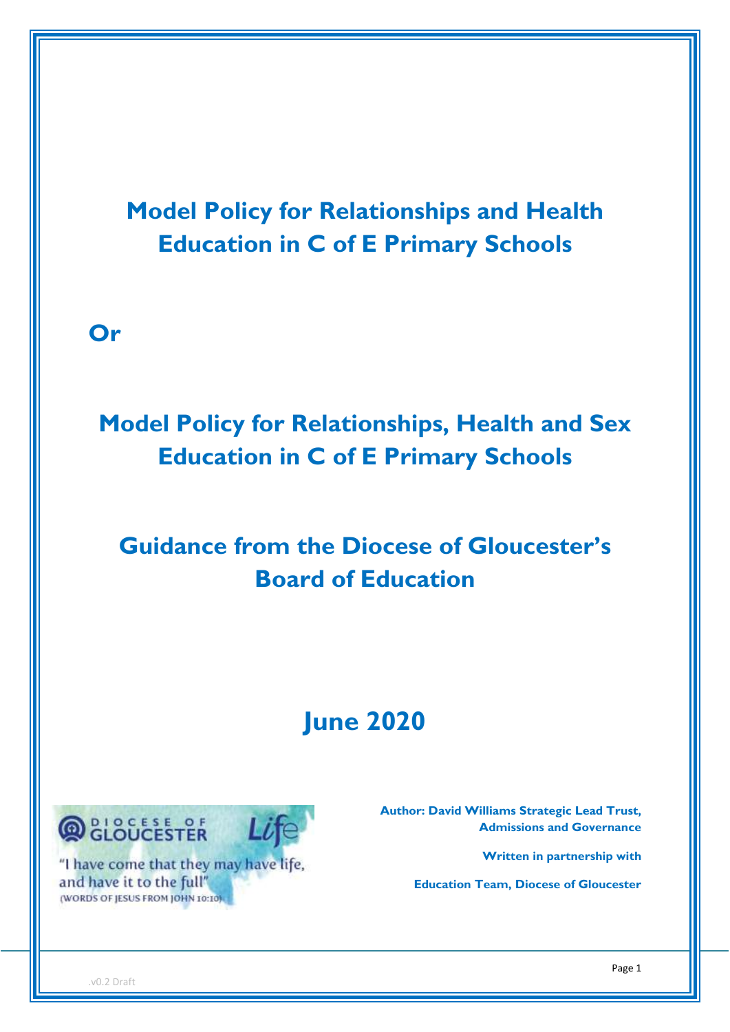# Model Policy for Relationships and Health Education in C of E Primary Schools

**Or**

# Model Policy for Relationships, Health and Sex Education in C of E Primary Schools

## Guidance from the Diocese of Gloucester's Board of Education

## June 2020

DIOCESE OF GLOUCESTER Life

"I have come that they may have life, and have it to the full"
(WORDS OF JESUS FROM JOHN 10:10)

**Author: David Williams Strategic Lead Trust, Admissions and Governance**

**Written in partnership with**

**Education Team, Diocese of Gloucester**

.v0.2 Draft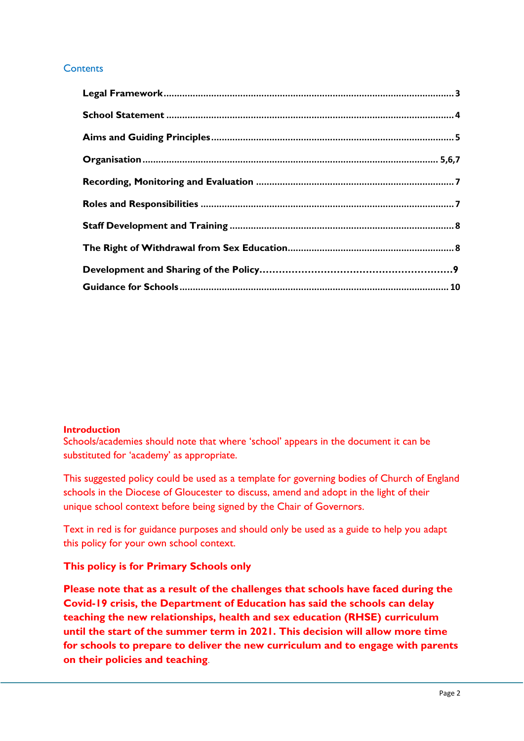## Contents

- **Legal Framework** ... 3
- **School Statement** ... 4
- **Aims and Guiding Principles** ... 5
- **Organisation** ... 5,6,7
- **Recording, Monitoring and Evaluation** ... 7
- **Roles and Responsibilities** ... 7
- **Staff Development and Training** ... 8
- **The Right of Withdrawal from Sex Education** ... 8
- **Development and Sharing of the Policy** ... 9
- **Guidance for Schools** ... 10

**Introduction**

Schools/academies should note that where 'school' appears in the document it can be substituted for 'academy' as appropriate.

This suggested policy could be used as a template for governing bodies of Church of England schools in the Diocese of Gloucester to discuss, amend and adopt in the light of their unique school context before being signed by the Chair of Governors.

Text in red is for guidance purposes and should only be used as a guide to help you adapt this policy for your own school context.

**This policy is for Primary Schools only**

**Please note that as a result of the challenges that schools have faced during the Covid-19 crisis, the Department of Education has said the schools can delay teaching the new relationships, health and sex education (RHSE) curriculum until the start of the summer term in 2021. This decision will allow more time for schools to prepare to deliver the new curriculum and to engage with parents on their policies and teaching**.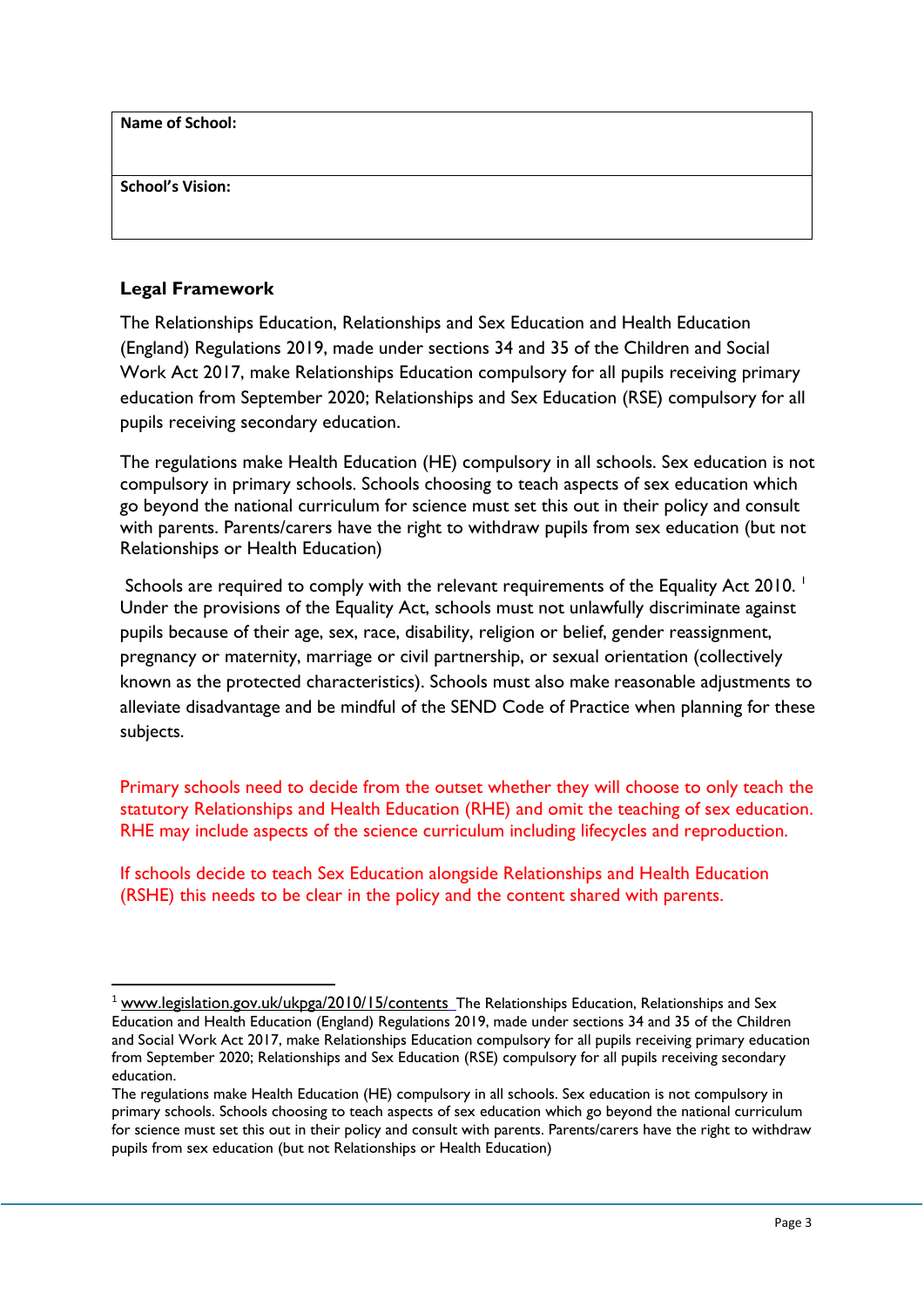| Name of School: |
|---|
| School's Vision: |

## Legal Framework

The Relationships Education, Relationships and Sex Education and Health Education (England) Regulations 2019, made under sections 34 and 35 of the Children and Social Work Act 2017, make Relationships Education compulsory for all pupils receiving primary education from September 2020; Relationships and Sex Education (RSE) compulsory for all pupils receiving secondary education.

The regulations make Health Education (HE) compulsory in all schools. Sex education is not compulsory in primary schools. Schools choosing to teach aspects of sex education which go beyond the national curriculum for science must set this out in their policy and consult with parents. Parents/carers have the right to withdraw pupils from sex education (but not Relationships or Health Education)

Schools are required to comply with the relevant requirements of the Equality Act 2010. [1] Under the provisions of the Equality Act, schools must not unlawfully discriminate against pupils because of their age, sex, race, disability, religion or belief, gender reassignment, pregnancy or maternity, marriage or civil partnership, or sexual orientation (collectively known as the protected characteristics). Schools must also make reasonable adjustments to alleviate disadvantage and be mindful of the SEND Code of Practice when planning for these subjects.

Primary schools need to decide from the outset whether they will choose to only teach the statutory Relationships and Health Education (RHE) and omit the teaching of sex education. RHE may include aspects of the science curriculum including lifecycles and reproduction.

If schools decide to teach Sex Education alongside Relationships and Health Education (RSHE) this needs to be clear in the policy and the content shared with parents.

---

[1] www.legislation.gov.uk/ukpga/2010/15/contents The Relationships Education, Relationships and Sex Education and Health Education (England) Regulations 2019, made under sections 34 and 35 of the Children and Social Work Act 2017, make Relationships Education compulsory for all pupils receiving primary education from September 2020; Relationships and Sex Education (RSE) compulsory for all pupils receiving secondary education.
The regulations make Health Education (HE) compulsory in all schools. Sex education is not compulsory in primary schools. Schools choosing to teach aspects of sex education which go beyond the national curriculum for science must set this out in their policy and consult with parents. Parents/carers have the right to withdraw pupils from sex education (but not Relationships or Health Education)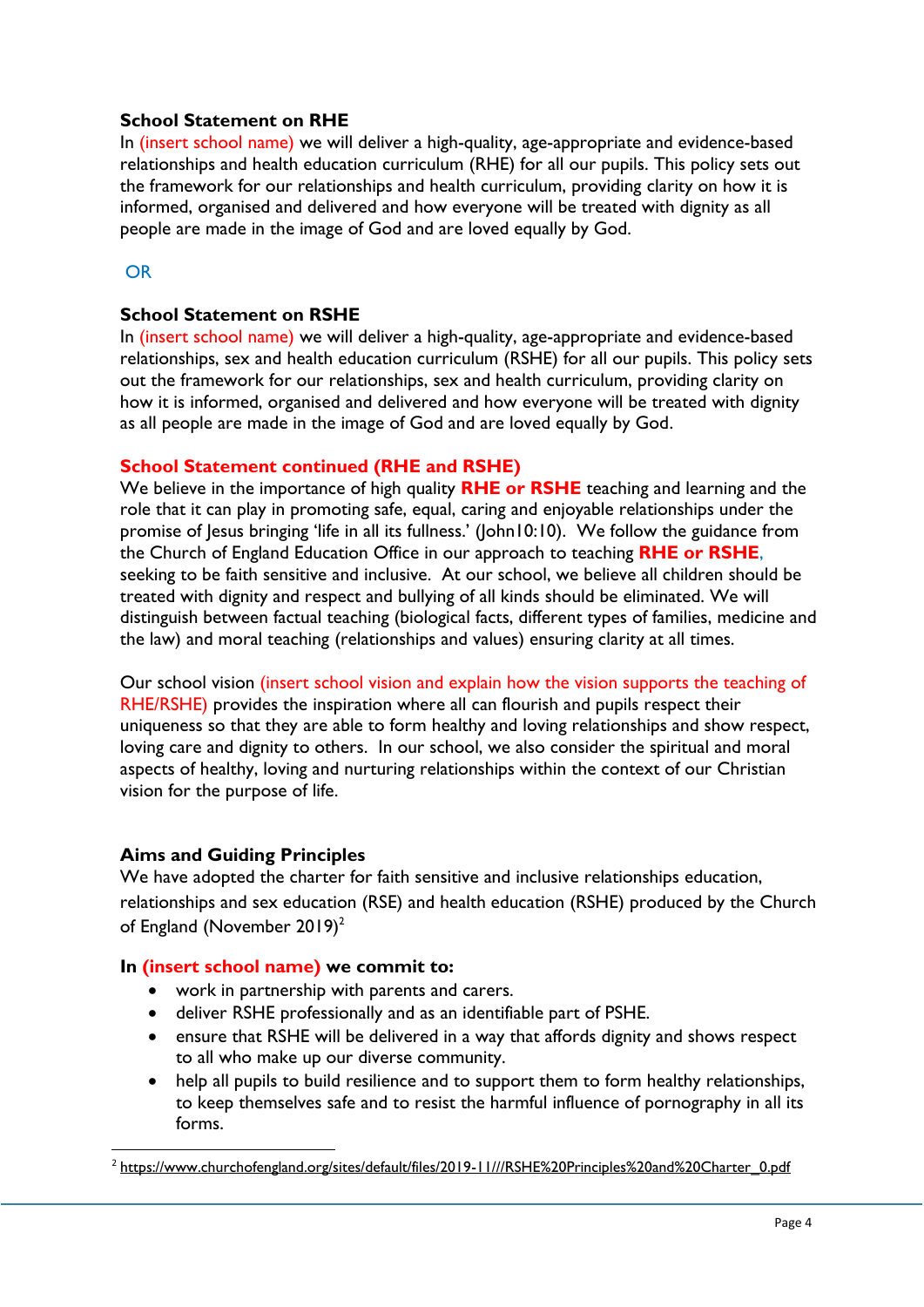### School Statement on RHE

In (insert school name) we will deliver a high-quality, age-appropriate and evidence-based relationships and health education curriculum (RHE) for all our pupils. This policy sets out the framework for our relationships and health curriculum, providing clarity on how it is informed, organised and delivered and how everyone will be treated with dignity as all people are made in the image of God and are loved equally by God.

OR

### School Statement on RSHE

In (insert school name) we will deliver a high-quality, age-appropriate and evidence-based relationships, sex and health education curriculum (RSHE) for all our pupils. This policy sets out the framework for our relationships, sex and health curriculum, providing clarity on how it is informed, organised and delivered and how everyone will be treated with dignity as all people are made in the image of God and are loved equally by God.

### School Statement continued (RHE and RSHE)

We believe in the importance of high quality **RHE or RSHE** teaching and learning and the role that it can play in promoting safe, equal, caring and enjoyable relationships under the promise of Jesus bringing 'life in all its fullness.' (John10:10). We follow the guidance from the Church of England Education Office in our approach to teaching **RHE or RSHE**, seeking to be faith sensitive and inclusive. At our school, we believe all children should be treated with dignity and respect and bullying of all kinds should be eliminated. We will distinguish between factual teaching (biological facts, different types of families, medicine and the law) and moral teaching (relationships and values) ensuring clarity at all times.

Our school vision (insert school vision and explain how the vision supports the teaching of RHE/RSHE) provides the inspiration where all can flourish and pupils respect their uniqueness so that they are able to form healthy and loving relationships and show respect, loving care and dignity to others. In our school, we also consider the spiritual and moral aspects of healthy, loving and nurturing relationships within the context of our Christian vision for the purpose of life.

### Aims and Guiding Principles

We have adopted the charter for faith sensitive and inclusive relationships education, relationships and sex education (RSE) and health education (RSHE) produced by the Church of England (November 2019)[2]

**In (insert school name) we commit to:**

- work in partnership with parents and carers.
- deliver RSHE professionally and as an identifiable part of PSHE.
- ensure that RSHE will be delivered in a way that affords dignity and shows respect to all who make up our diverse community.
- help all pupils to build resilience and to support them to form healthy relationships, to keep themselves safe and to resist the harmful influence of pornography in all its forms.

[2] https://www.churchofengland.org/sites/default/files/2019-11///RSHE%20Principles%20and%20Charter_0.pdf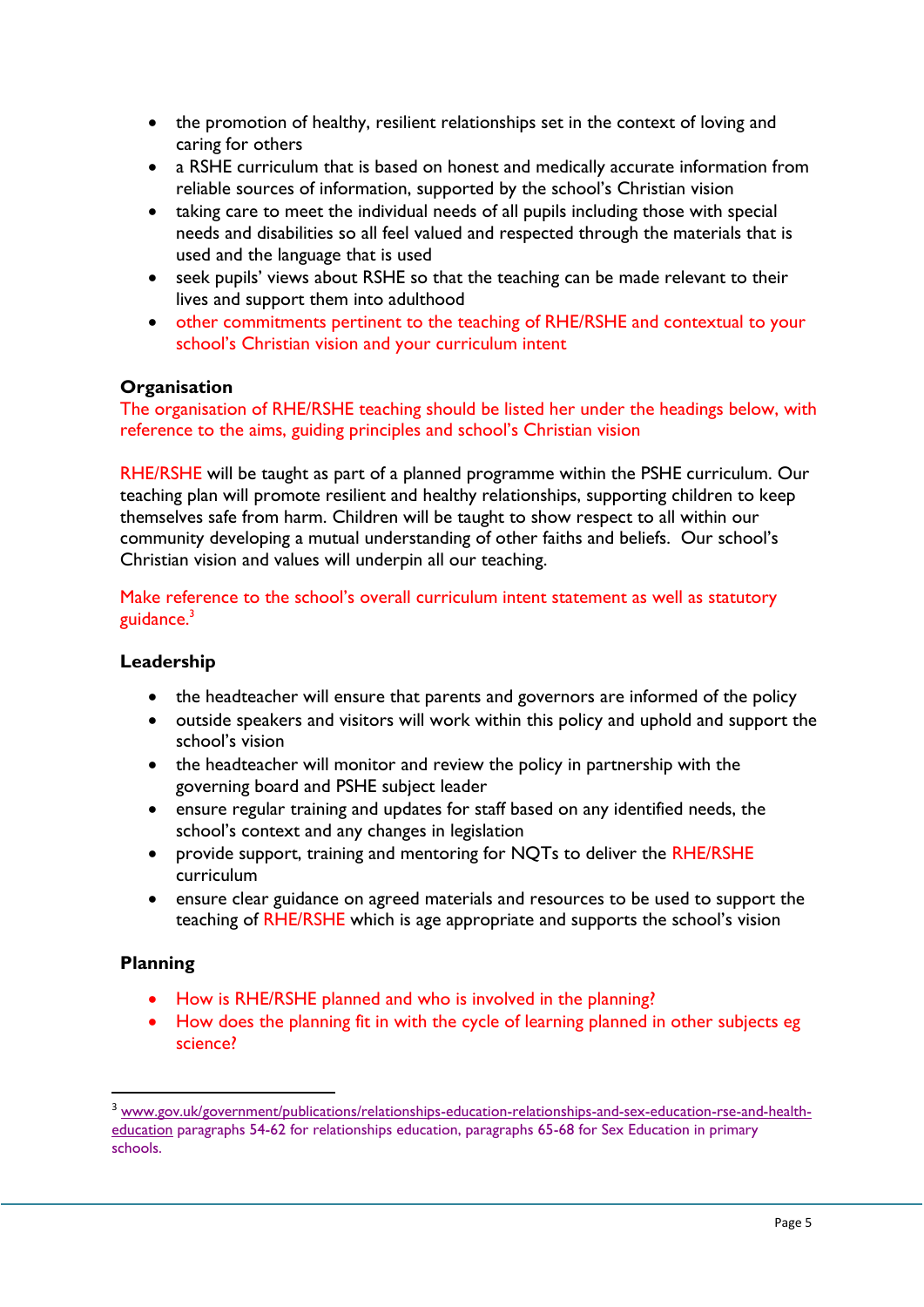- the promotion of healthy, resilient relationships set in the context of loving and caring for others
- a RSHE curriculum that is based on honest and medically accurate information from reliable sources of information, supported by the school's Christian vision
- taking care to meet the individual needs of all pupils including those with special needs and disabilities so all feel valued and respected through the materials that is used and the language that is used
- seek pupils' views about RSHE so that the teaching can be made relevant to their lives and support them into adulthood
- other commitments pertinent to the teaching of RHE/RSHE and contextual to your school's Christian vision and your curriculum intent

### Organisation

The organisation of RHE/RSHE teaching should be listed her under the headings below, with reference to the aims, guiding principles and school's Christian vision

RHE/RSHE will be taught as part of a planned programme within the PSHE curriculum. Our teaching plan will promote resilient and healthy relationships, supporting children to keep themselves safe from harm. Children will be taught to show respect to all within our community developing a mutual understanding of other faiths and beliefs. Our school's Christian vision and values will underpin all our teaching.

Make reference to the school's overall curriculum intent statement as well as statutory guidance.[3]

### Leadership

- the headteacher will ensure that parents and governors are informed of the policy
- outside speakers and visitors will work within this policy and uphold and support the school's vision
- the headteacher will monitor and review the policy in partnership with the governing board and PSHE subject leader
- ensure regular training and updates for staff based on any identified needs, the school's context and any changes in legislation
- provide support, training and mentoring for NQTs to deliver the RHE/RSHE curriculum
- ensure clear guidance on agreed materials and resources to be used to support the teaching of RHE/RSHE which is age appropriate and supports the school's vision

### Planning

- How is RHE/RSHE planned and who is involved in the planning?
- How does the planning fit in with the cycle of learning planned in other subjects eg science?

---

[3] www.gov.uk/government/publications/relationships-education-relationships-and-sex-education-rse-and-health-education paragraphs 54-62 for relationships education, paragraphs 65-68 for Sex Education in primary schools.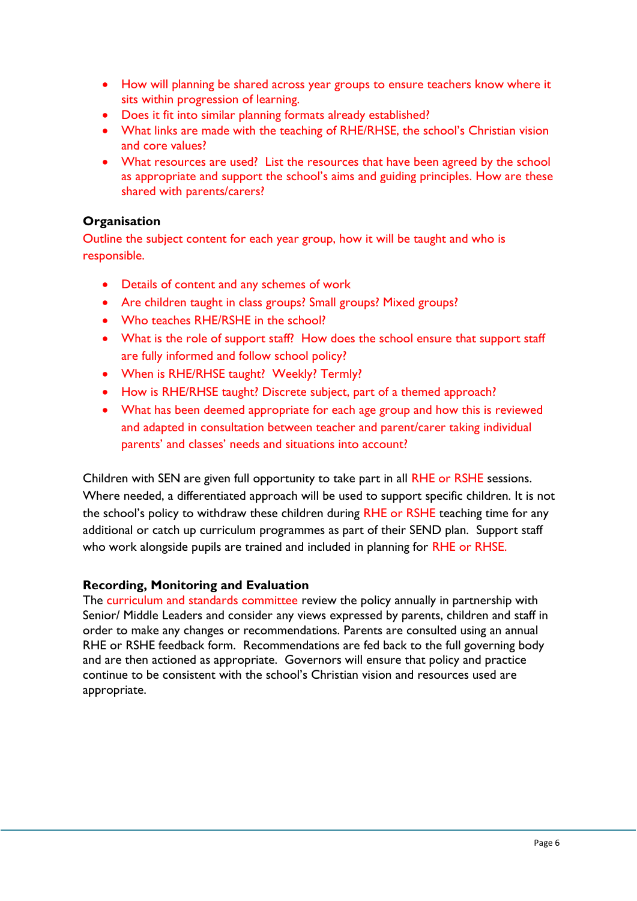- How will planning be shared across year groups to ensure teachers know where it sits within progression of learning.
- Does it fit into similar planning formats already established?
- What links are made with the teaching of RHE/RHSE, the school's Christian vision and core values?
- What resources are used? List the resources that have been agreed by the school as appropriate and support the school's aims and guiding principles. How are these shared with parents/carers?

**Organisation**

Outline the subject content for each year group, how it will be taught and who is responsible.

- Details of content and any schemes of work
- Are children taught in class groups? Small groups? Mixed groups?
- Who teaches RHE/RSHE in the school?
- What is the role of support staff? How does the school ensure that support staff are fully informed and follow school policy?
- When is RHE/RHSE taught? Weekly? Termly?
- How is RHE/RHSE taught? Discrete subject, part of a themed approach?
- What has been deemed appropriate for each age group and how this is reviewed and adapted in consultation between teacher and parent/carer taking individual parents' and classes' needs and situations into account?

Children with SEN are given full opportunity to take part in all RHE or RSHE sessions. Where needed, a differentiated approach will be used to support specific children. It is not the school's policy to withdraw these children during RHE or RSHE teaching time for any additional or catch up curriculum programmes as part of their SEND plan. Support staff who work alongside pupils are trained and included in planning for RHE or RHSE.

**Recording, Monitoring and Evaluation**

The curriculum and standards committee review the policy annually in partnership with Senior/ Middle Leaders and consider any views expressed by parents, children and staff in order to make any changes or recommendations. Parents are consulted using an annual RHE or RSHE feedback form. Recommendations are fed back to the full governing body and are then actioned as appropriate. Governors will ensure that policy and practice continue to be consistent with the school's Christian vision and resources used are appropriate.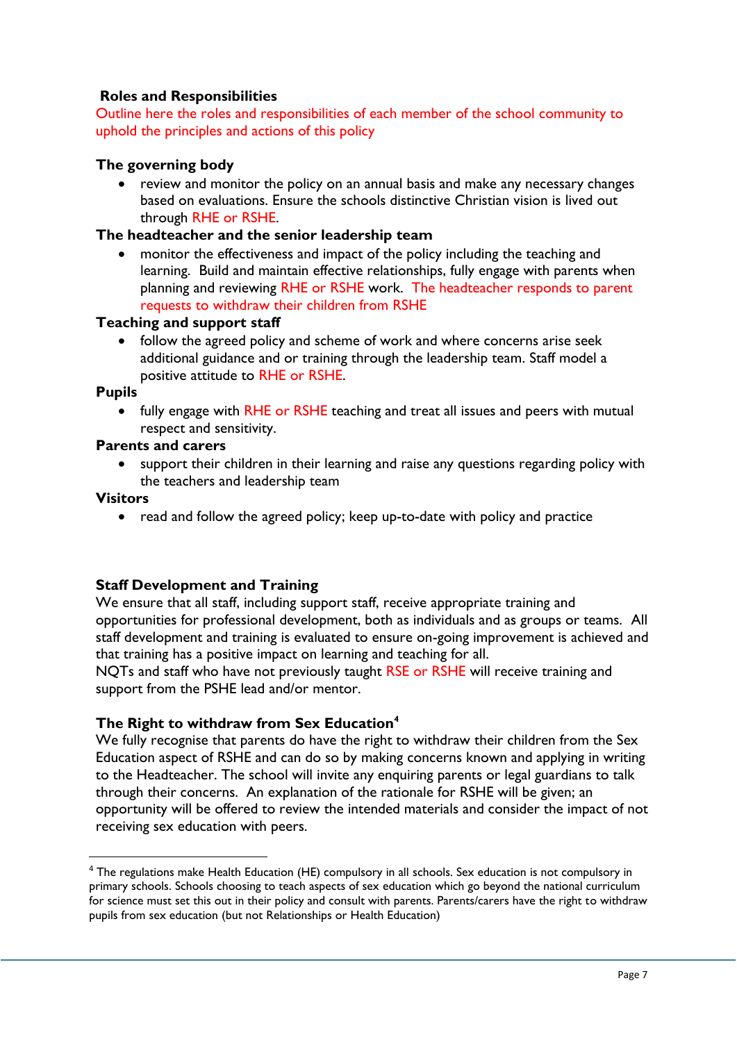**Roles and Responsibilities**

Outline here the roles and responsibilities of each member of the school community to uphold the principles and actions of this policy

**The governing body**

- review and monitor the policy on an annual basis and make any necessary changes based on evaluations. Ensure the schools distinctive Christian vision is lived out through RHE or RSHE.

**The headteacher and the senior leadership team**

- monitor the effectiveness and impact of the policy including the teaching and learning. Build and maintain effective relationships, fully engage with parents when planning and reviewing RHE or RSHE work. The headteacher responds to parent requests to withdraw their children from RSHE

**Teaching and support staff**

- follow the agreed policy and scheme of work and where concerns arise seek additional guidance and or training through the leadership team. Staff model a positive attitude to RHE or RSHE.

**Pupils**

- fully engage with RHE or RSHE teaching and treat all issues and peers with mutual respect and sensitivity.

**Parents and carers**

- support their children in their learning and raise any questions regarding policy with the teachers and leadership team

**Visitors**

- read and follow the agreed policy; keep up-to-date with policy and practice

**Staff Development and Training**

We ensure that all staff, including support staff, receive appropriate training and opportunities for professional development, both as individuals and as groups or teams. All staff development and training is evaluated to ensure on-going improvement is achieved and that training has a positive impact on learning and teaching for all.
NQTs and staff who have not previously taught RSE or RSHE will receive training and support from the PSHE lead and/or mentor.

**The Right to withdraw from Sex Education[4]**

We fully recognise that parents do have the right to withdraw their children from the Sex Education aspect of RSHE and can do so by making concerns known and applying in writing to the Headteacher. The school will invite any enquiring parents or legal guardians to talk through their concerns. An explanation of the rationale for RSHE will be given; an opportunity will be offered to review the intended materials and consider the impact of not receiving sex education with peers.

---

[4] The regulations make Health Education (HE) compulsory in all schools. Sex education is not compulsory in primary schools. Schools choosing to teach aspects of sex education which go beyond the national curriculum for science must set this out in their policy and consult with parents. Parents/carers have the right to withdraw pupils from sex education (but not Relationships or Health Education)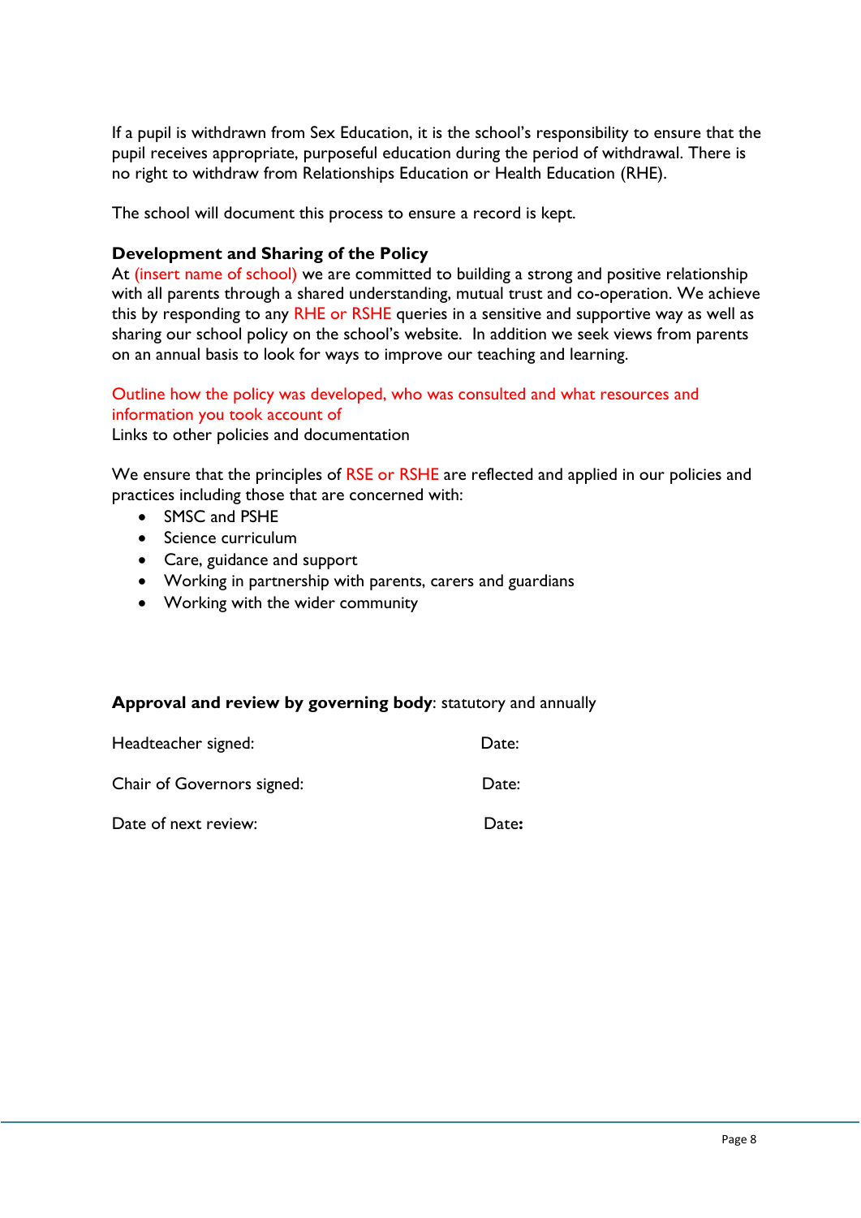If a pupil is withdrawn from Sex Education, it is the school's responsibility to ensure that the pupil receives appropriate, purposeful education during the period of withdrawal. There is no right to withdraw from Relationships Education or Health Education (RHE).

The school will document this process to ensure a record is kept.

**Development and Sharing of the Policy**

At (insert name of school) we are committed to building a strong and positive relationship with all parents through a shared understanding, mutual trust and co-operation. We achieve this by responding to any RHE or RSHE queries in a sensitive and supportive way as well as sharing our school policy on the school's website. In addition we seek views from parents on an annual basis to look for ways to improve our teaching and learning.

Outline how the policy was developed, who was consulted and what resources and information you took account of

Links to other policies and documentation

We ensure that the principles of RSE or RSHE are reflected and applied in our policies and practices including those that are concerned with:

- SMSC and PSHE
- Science curriculum
- Care, guidance and support
- Working in partnership with parents, carers and guardians
- Working with the wider community

**Approval and review by governing body**: statutory and annually

| | |
|---|---|
| Headteacher signed: | Date: |
| Chair of Governors signed: | Date: |
| Date of next review: | Date: |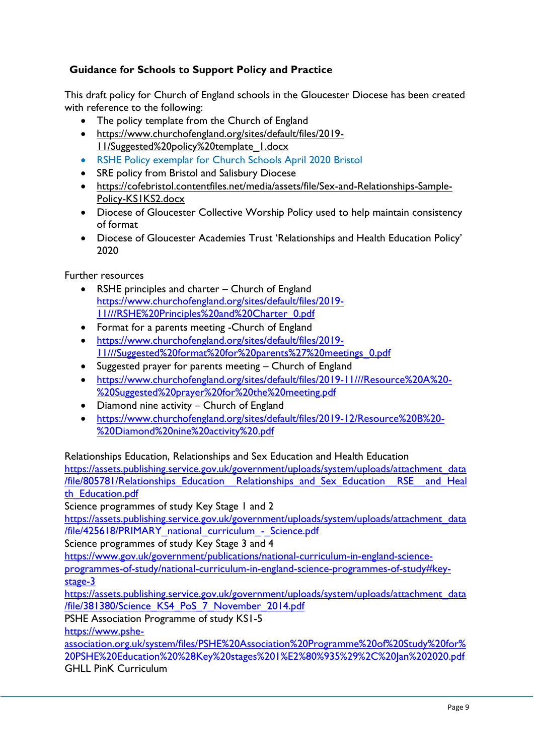**Guidance for Schools to Support Policy and Practice**

This draft policy for Church of England schools in the Gloucester Diocese has been created with reference to the following:

- The policy template from the Church of England
- https://www.churchofengland.org/sites/default/files/2019-11/Suggested%20policy%20template_1.docx
- RSHE Policy exemplar for Church Schools April 2020 Bristol
- SRE policy from Bristol and Salisbury Diocese
- https://cofebristol.contentfiles.net/media/assets/file/Sex-and-Relationships-Sample-Policy-KS1KS2.docx
- Diocese of Gloucester Collective Worship Policy used to help maintain consistency of format
- Diocese of Gloucester Academies Trust 'Relationships and Health Education Policy' 2020

Further resources

- RSHE principles and charter – Church of England https://www.churchofengland.org/sites/default/files/2019-11///RSHE%20Principles%20and%20Charter_0.pdf
- Format for a parents meeting -Church of England
- https://www.churchofengland.org/sites/default/files/2019-11///Suggested%20format%20for%20parents%27%20meetings_0.pdf
- Suggested prayer for parents meeting – Church of England
- https://www.churchofengland.org/sites/default/files/2019-11///Resource%20A%20-%20Suggested%20prayer%20for%20the%20meeting.pdf
- Diamond nine activity – Church of England
- https://www.churchofengland.org/sites/default/files/2019-12/Resource%20B%20-%20Diamond%20nine%20activity%20.pdf

Relationships Education, Relationships and Sex Education and Health Education
https://assets.publishing.service.gov.uk/government/uploads/system/uploads/attachment_data/file/805781/Relationships_Education__Relationships_and_Sex_Education__RSE__and_Health_Education.pdf
Science programmes of study Key Stage 1 and 2
https://assets.publishing.service.gov.uk/government/uploads/system/uploads/attachment_data/file/425618/PRIMARY_national_curriculum_-_Science.pdf
Science programmes of study Key Stage 3 and 4
https://www.gov.uk/government/publications/national-curriculum-in-england-science-programmes-of-study/national-curriculum-in-england-science-programmes-of-study#key-stage-3
https://assets.publishing.service.gov.uk/government/uploads/system/uploads/attachment_data/file/381380/Science_KS4_PoS_7_November_2014.pdf
PSHE Association Programme of study KS1-5
https://www.pshe-association.org.uk/system/files/PSHE%20Association%20Programme%20of%20Study%20for%20PSHE%20Education%20%28Key%20stages%201%E2%80%935%29%2C%20Jan%202020.pdf
GHLL PinK Curriculum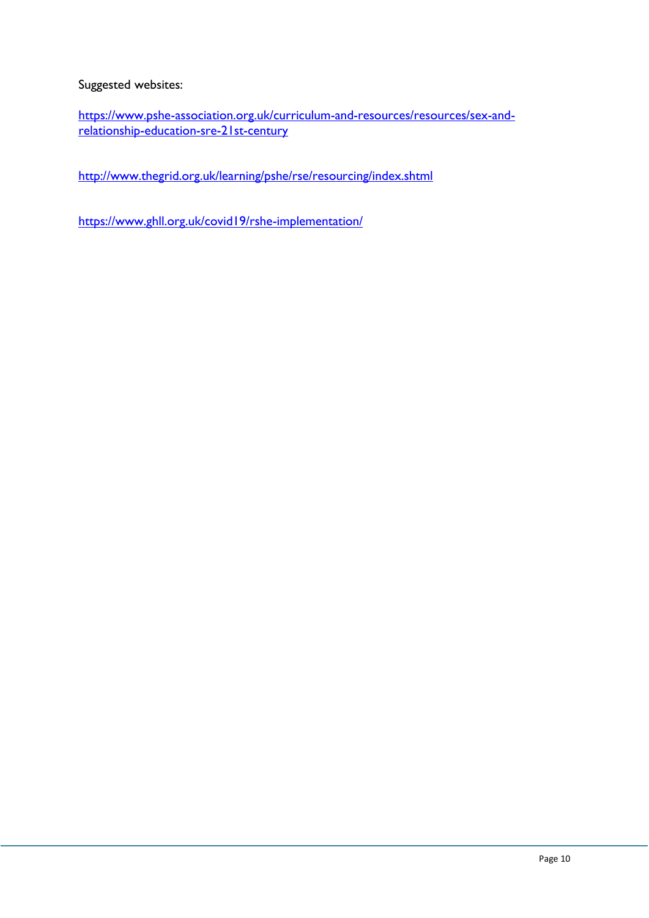Suggested websites:

https://www.pshe-association.org.uk/curriculum-and-resources/resources/sex-and-relationship-education-sre-21st-century

http://www.thegrid.org.uk/learning/pshe/rse/resourcing/index.shtml

https://www.ghll.org.uk/covid19/rshe-implementation/